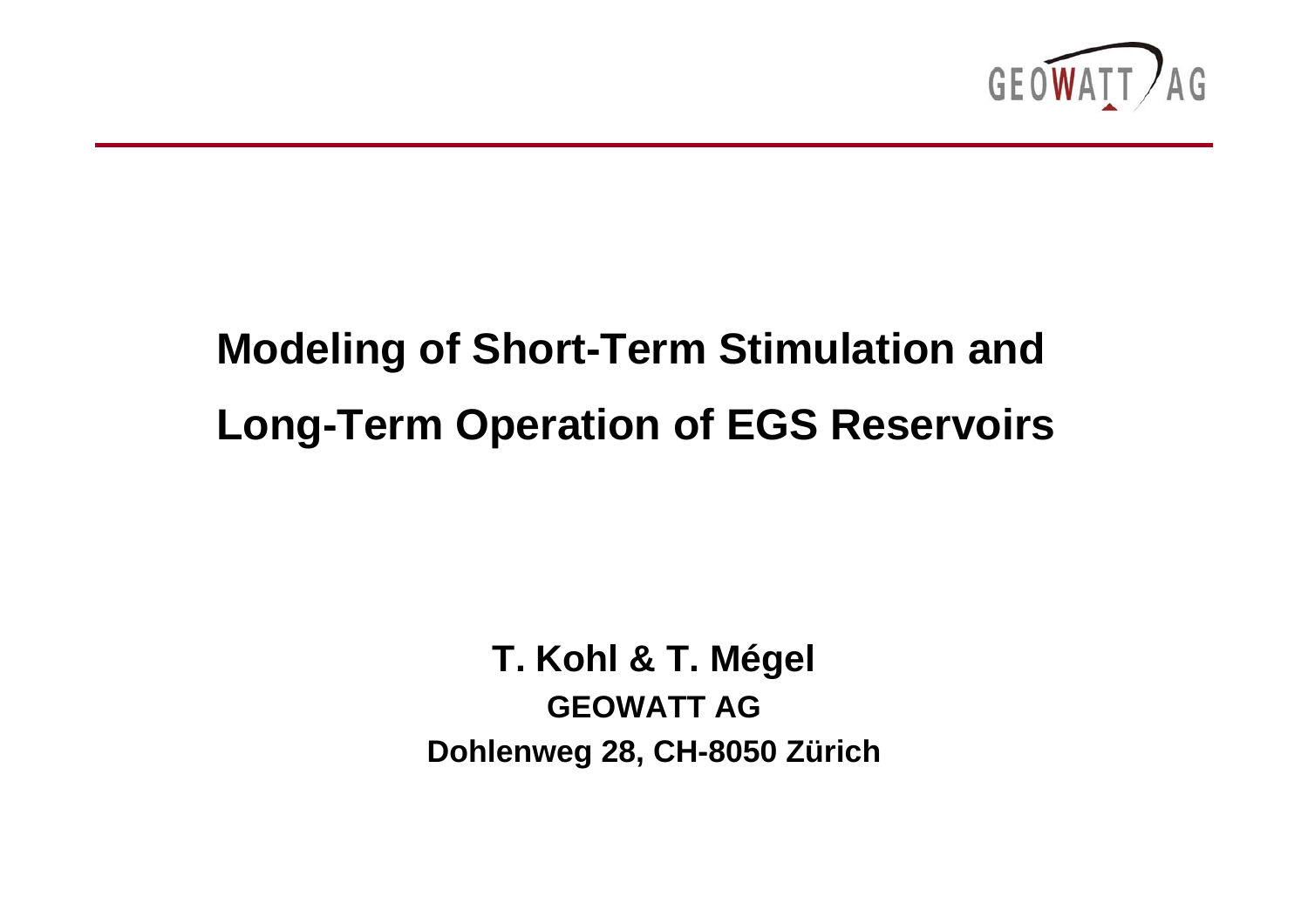GEOWATT AG

# Modeling of Short-Term Stimulation and Long-Term Operation of EGS Reservoirs

**T. Kohl & T. Mégel**

**GEOWATT AG**

**Dohlenweg 28, CH-8050 Zürich**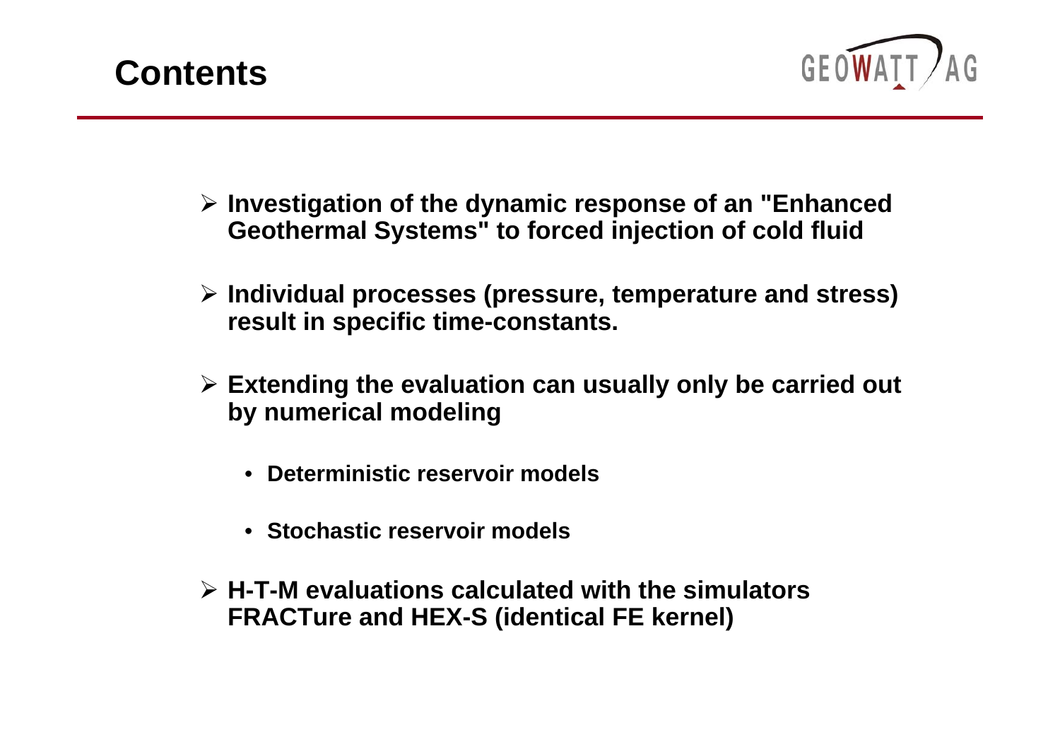# Contents

- **Investigation of the dynamic response of an "Enhanced Geothermal Systems" to forced injection of cold fluid**
- **Individual processes (pressure, temperature and stress) result in specific time-constants.**
- **Extending the evaluation can usually only be carried out by numerical modeling**
  - **Deterministic reservoir models**
  - **Stochastic reservoir models**
- **H-T-M evaluations calculated with the simulators FRACTure and HEX-S (identical FE kernel)**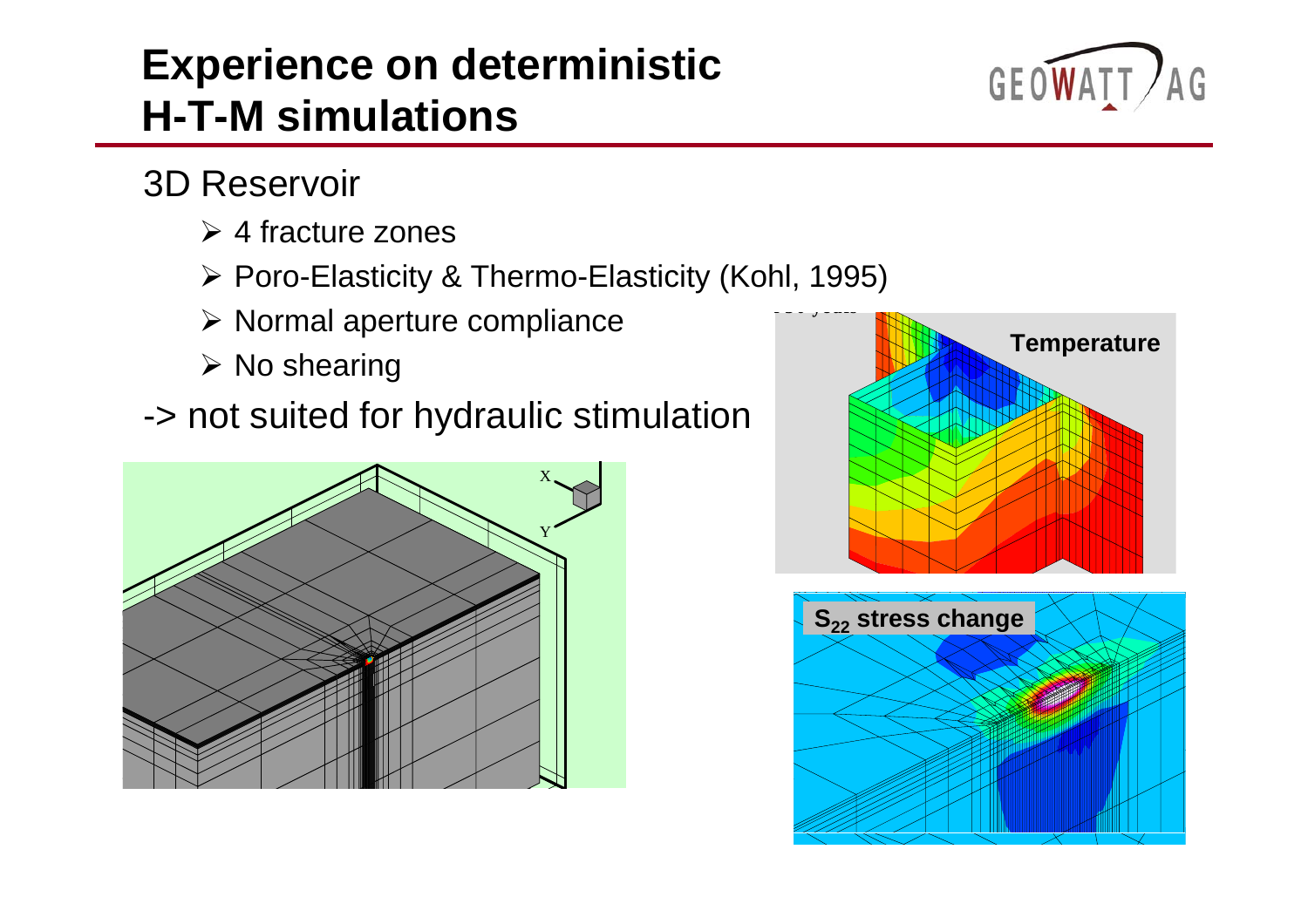# Experience on deterministic H-T-M simulations

3D Reservoir

- 4 fracture zones
- Poro-Elasticity & Thermo-Elasticity (Kohl, 1995)
- Normal aperture compliance
- No shearing

-> not suited for hydraulic stimulation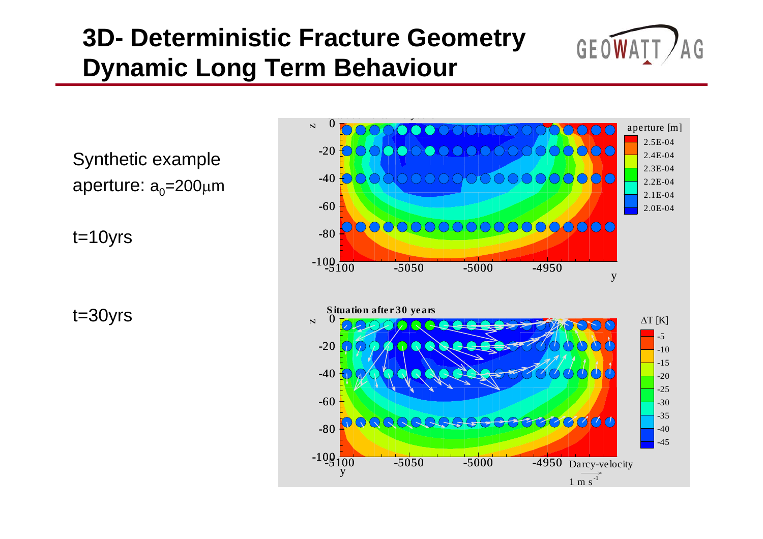# 3D- Deterministic Fracture Geometry Dynamic Long Term Behaviour

Synthetic example

aperture: $a_0$=200μm

t=10yrs

t=30yrs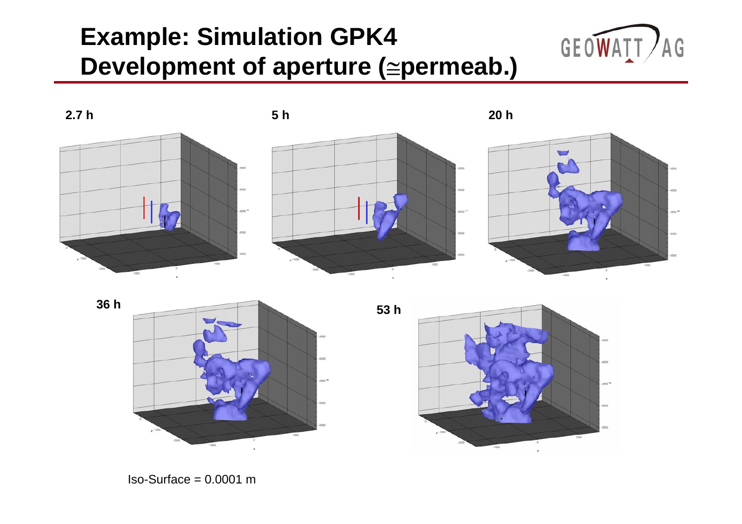# Example: Simulation GPK4
# Development of aperture (≅permeab.)

2.7 h

5 h

20 h

36 h

53 h

Iso-Surface = 0.0001 m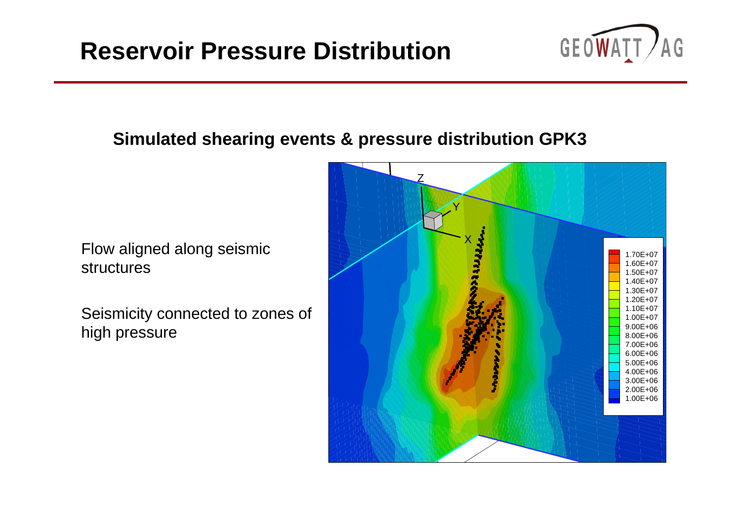# Reservoir Pressure Distribution

## Simulated shearing events & pressure distribution GPK3

Flow aligned along seismic structures

Seismicity connected to zones of high pressure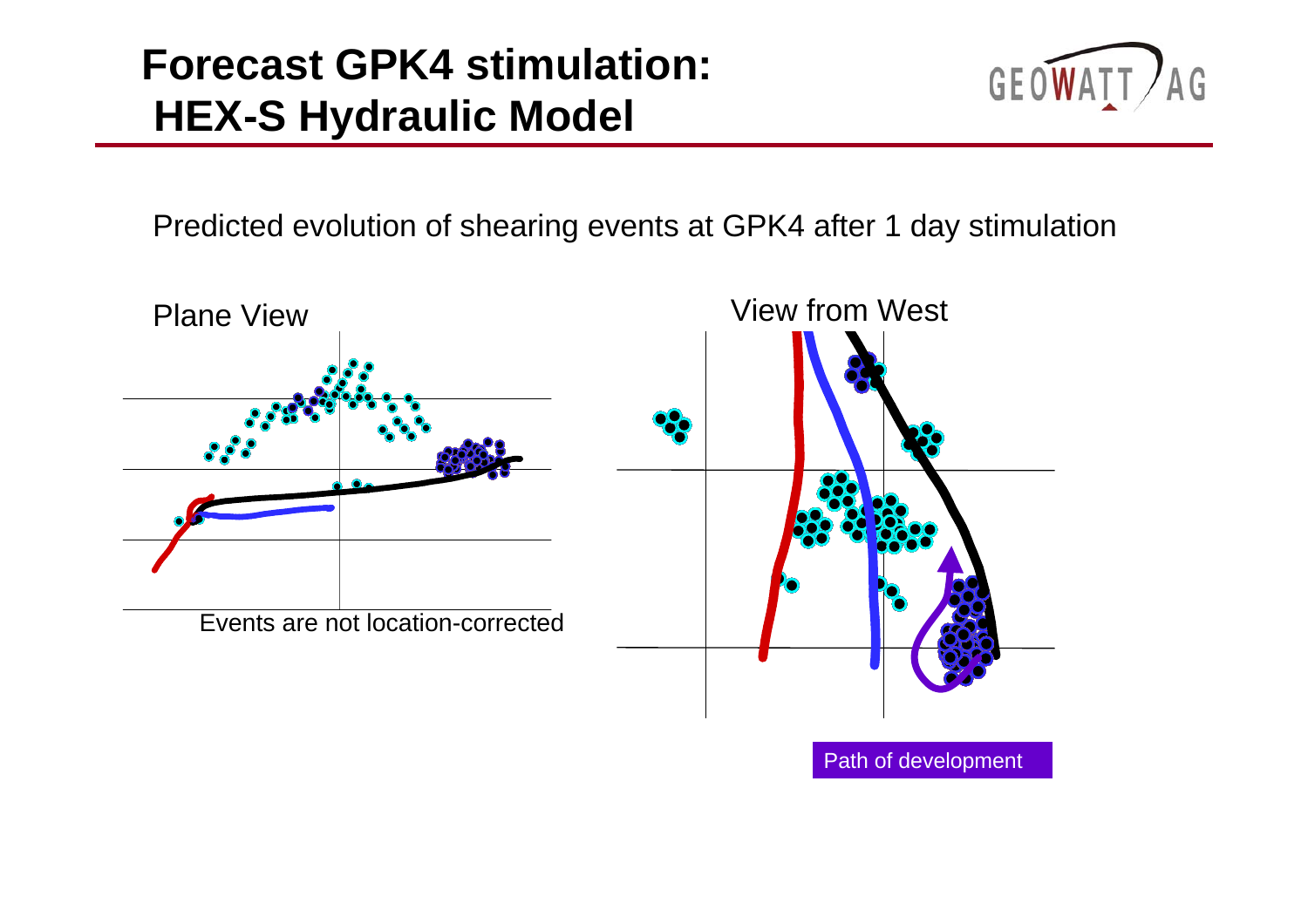# Forecast GPK4 stimulation: HEX-S Hydraulic Model

Predicted evolution of shearing events at GPK4 after 1 day stimulation

Plane View

View from West

Events are not location-corrected

Path of development